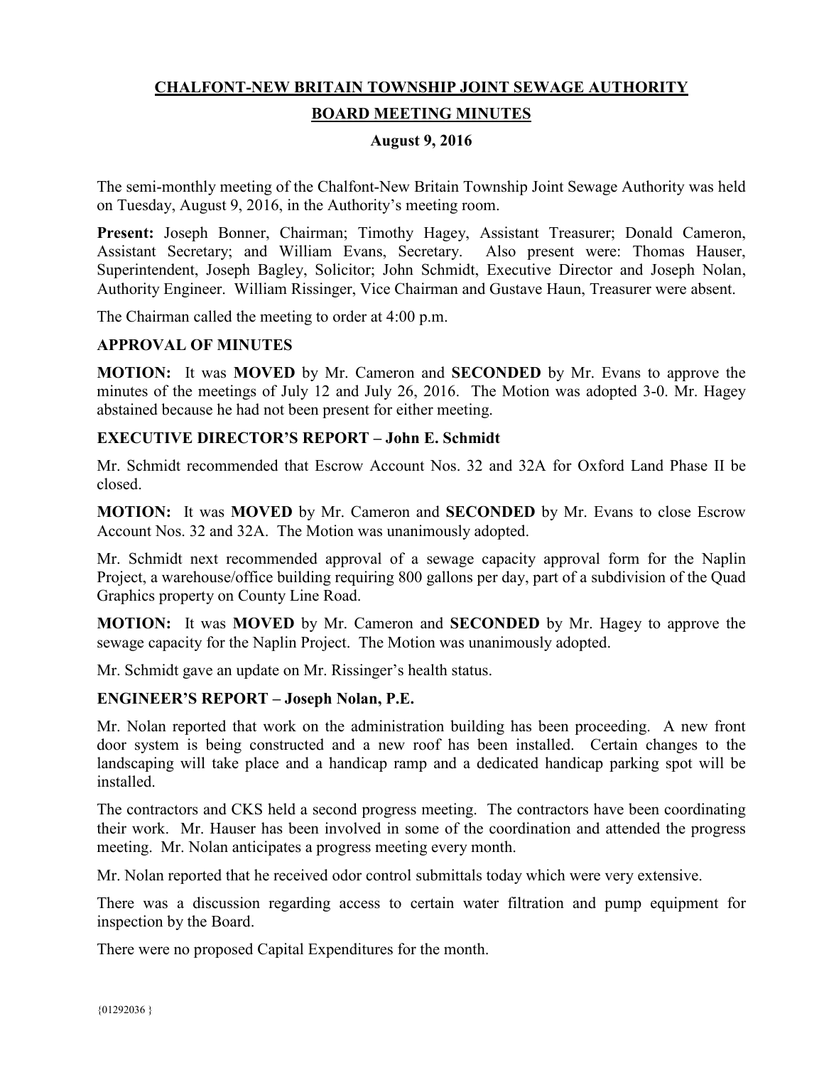# CHALFONT-NEW BRITAIN TOWNSHIP JOINT SEWAGE AUTHORITY

## BOARD MEETING MINUTES

### August 9, 2016

The semi-monthly meeting of the Chalfont-New Britain Township Joint Sewage Authority was held on Tuesday, August 9, 2016, in the Authority's meeting room.

**Present:** Joseph Bonner, Chairman; Timothy Hagey, Assistant Treasurer; Donald Cameron, Assistant Secretary; and William Evans, Secretary. Also present were: Thomas Hauser, Superintendent, Joseph Bagley, Solicitor; John Schmidt, Executive Director and Joseph Nolan, Authority Engineer. William Rissinger, Vice Chairman and Gustave Haun, Treasurer were absent.

The Chairman called the meeting to order at 4:00 p.m.

**APPROVAL OF MINUTES**

**MOTION:** It was **MOVED** by Mr. Cameron and **SECONDED** by Mr. Evans to approve the minutes of the meetings of July 12 and July 26, 2016. The Motion was adopted 3-0. Mr. Hagey abstained because he had not been present for either meeting.

**EXECUTIVE DIRECTOR'S REPORT – John E. Schmidt**

Mr. Schmidt recommended that Escrow Account Nos. 32 and 32A for Oxford Land Phase II be closed.

**MOTION:** It was **MOVED** by Mr. Cameron and **SECONDED** by Mr. Evans to close Escrow Account Nos. 32 and 32A. The Motion was unanimously adopted.

Mr. Schmidt next recommended approval of a sewage capacity approval form for the Naplin Project, a warehouse/office building requiring 800 gallons per day, part of a subdivision of the Quad Graphics property on County Line Road.

**MOTION:** It was **MOVED** by Mr. Cameron and **SECONDED** by Mr. Hagey to approve the sewage capacity for the Naplin Project. The Motion was unanimously adopted.

Mr. Schmidt gave an update on Mr. Rissinger's health status.

**ENGINEER'S REPORT – Joseph Nolan, P.E.**

Mr. Nolan reported that work on the administration building has been proceeding. A new front door system is being constructed and a new roof has been installed. Certain changes to the landscaping will take place and a handicap ramp and a dedicated handicap parking spot will be installed.

The contractors and CKS held a second progress meeting. The contractors have been coordinating their work. Mr. Hauser has been involved in some of the coordination and attended the progress meeting. Mr. Nolan anticipates a progress meeting every month.

Mr. Nolan reported that he received odor control submittals today which were very extensive.

There was a discussion regarding access to certain water filtration and pump equipment for inspection by the Board.

There were no proposed Capital Expenditures for the month.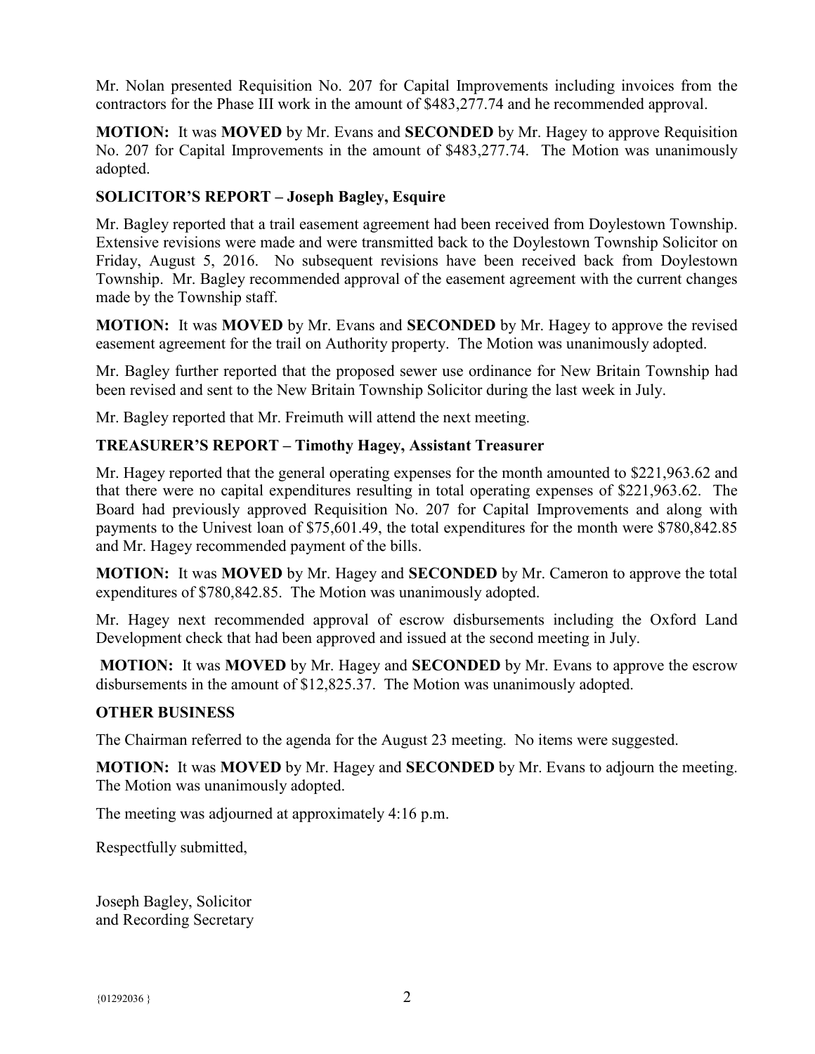Mr. Nolan presented Requisition No. 207 for Capital Improvements including invoices from the contractors for the Phase III work in the amount of $483,277.74 and he recommended approval.

**MOTION:** It was **MOVED** by Mr. Evans and **SECONDED** by Mr. Hagey to approve Requisition No. 207 for Capital Improvements in the amount of $483,277.74. The Motion was unanimously adopted.

**SOLICITOR'S REPORT – Joseph Bagley, Esquire**

Mr. Bagley reported that a trail easement agreement had been received from Doylestown Township. Extensive revisions were made and were transmitted back to the Doylestown Township Solicitor on Friday, August 5, 2016. No subsequent revisions have been received back from Doylestown Township. Mr. Bagley recommended approval of the easement agreement with the current changes made by the Township staff.

**MOTION:** It was **MOVED** by Mr. Evans and **SECONDED** by Mr. Hagey to approve the revised easement agreement for the trail on Authority property. The Motion was unanimously adopted.

Mr. Bagley further reported that the proposed sewer use ordinance for New Britain Township had been revised and sent to the New Britain Township Solicitor during the last week in July.

Mr. Bagley reported that Mr. Freimuth will attend the next meeting.

**TREASURER'S REPORT – Timothy Hagey, Assistant Treasurer**

Mr. Hagey reported that the general operating expenses for the month amounted to $221,963.62 and that there were no capital expenditures resulting in total operating expenses of $221,963.62. The Board had previously approved Requisition No. 207 for Capital Improvements and along with payments to the Univest loan of $75,601.49, the total expenditures for the month were $780,842.85 and Mr. Hagey recommended payment of the bills.

**MOTION:** It was **MOVED** by Mr. Hagey and **SECONDED** by Mr. Cameron to approve the total expenditures of $780,842.85. The Motion was unanimously adopted.

Mr. Hagey next recommended approval of escrow disbursements including the Oxford Land Development check that had been approved and issued at the second meeting in July.

**MOTION:** It was **MOVED** by Mr. Hagey and **SECONDED** by Mr. Evans to approve the escrow disbursements in the amount of $12,825.37. The Motion was unanimously adopted.

**OTHER BUSINESS**

The Chairman referred to the agenda for the August 23 meeting. No items were suggested.

**MOTION:** It was **MOVED** by Mr. Hagey and **SECONDED** by Mr. Evans to adjourn the meeting. The Motion was unanimously adopted.

The meeting was adjourned at approximately 4:16 p.m.

Respectfully submitted,

Joseph Bagley, Solicitor
and Recording Secretary

{01292036 }